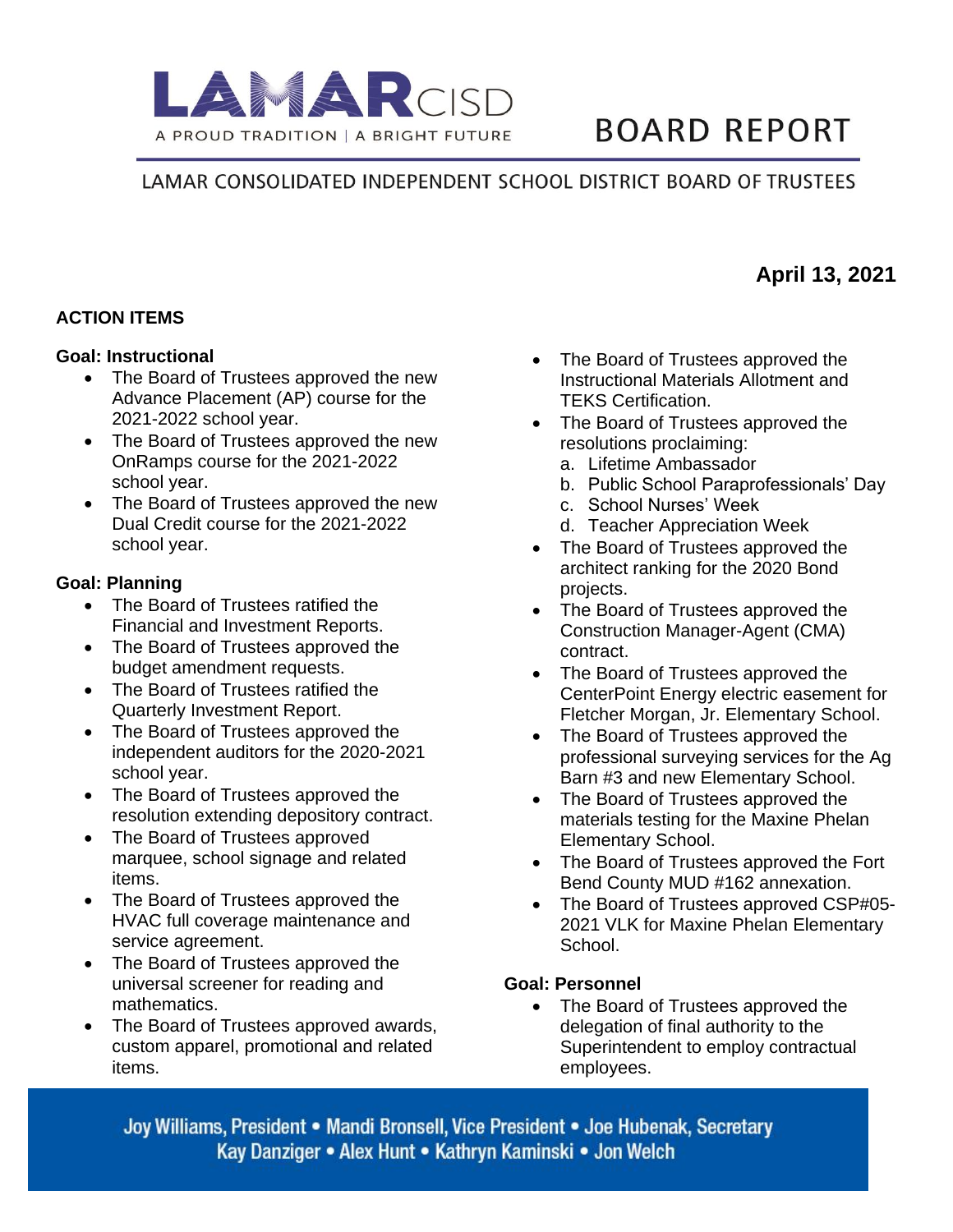# LAMAR CISD

A PROUD TRADITION | A BRIGHT FUTURE

# BOARD REPORT

LAMAR CONSOLIDATED INDEPENDENT SCHOOL DISTRICT BOARD OF TRUSTEES

**April 13, 2021**

## ACTION ITEMS

### Goal: Instructional

- The Board of Trustees approved the new Advance Placement (AP) course for the 2021-2022 school year.
- The Board of Trustees approved the new OnRamps course for the 2021-2022 school year.
- The Board of Trustees approved the new Dual Credit course for the 2021-2022 school year.

### Goal: Planning

- The Board of Trustees ratified the Financial and Investment Reports.
- The Board of Trustees approved the budget amendment requests.
- The Board of Trustees ratified the Quarterly Investment Report.
- The Board of Trustees approved the independent auditors for the 2020-2021 school year.
- The Board of Trustees approved the resolution extending depository contract.
- The Board of Trustees approved marquee, school signage and related items.
- The Board of Trustees approved the HVAC full coverage maintenance and service agreement.
- The Board of Trustees approved the universal screener for reading and mathematics.
- The Board of Trustees approved awards, custom apparel, promotional and related items.
- The Board of Trustees approved the Instructional Materials Allotment and TEKS Certification.
- The Board of Trustees approved the resolutions proclaiming:
  a. Lifetime Ambassador
  b. Public School Paraprofessionals' Day
  c. School Nurses' Week
  d. Teacher Appreciation Week
- The Board of Trustees approved the architect ranking for the 2020 Bond projects.
- The Board of Trustees approved the Construction Manager-Agent (CMA) contract.
- The Board of Trustees approved the CenterPoint Energy electric easement for Fletcher Morgan, Jr. Elementary School.
- The Board of Trustees approved the professional surveying services for the Ag Barn #3 and new Elementary School.
- The Board of Trustees approved the materials testing for the Maxine Phelan Elementary School.
- The Board of Trustees approved the Fort Bend County MUD #162 annexation.
- The Board of Trustees approved CSP#05-2021 VLK for Maxine Phelan Elementary School.

### Goal: Personnel

- The Board of Trustees approved the delegation of final authority to the Superintendent to employ contractual employees.

Joy Williams, President • Mandi Bronsell, Vice President • Joe Hubenak, Secretary
Kay Danziger • Alex Hunt • Kathryn Kaminski • Jon Welch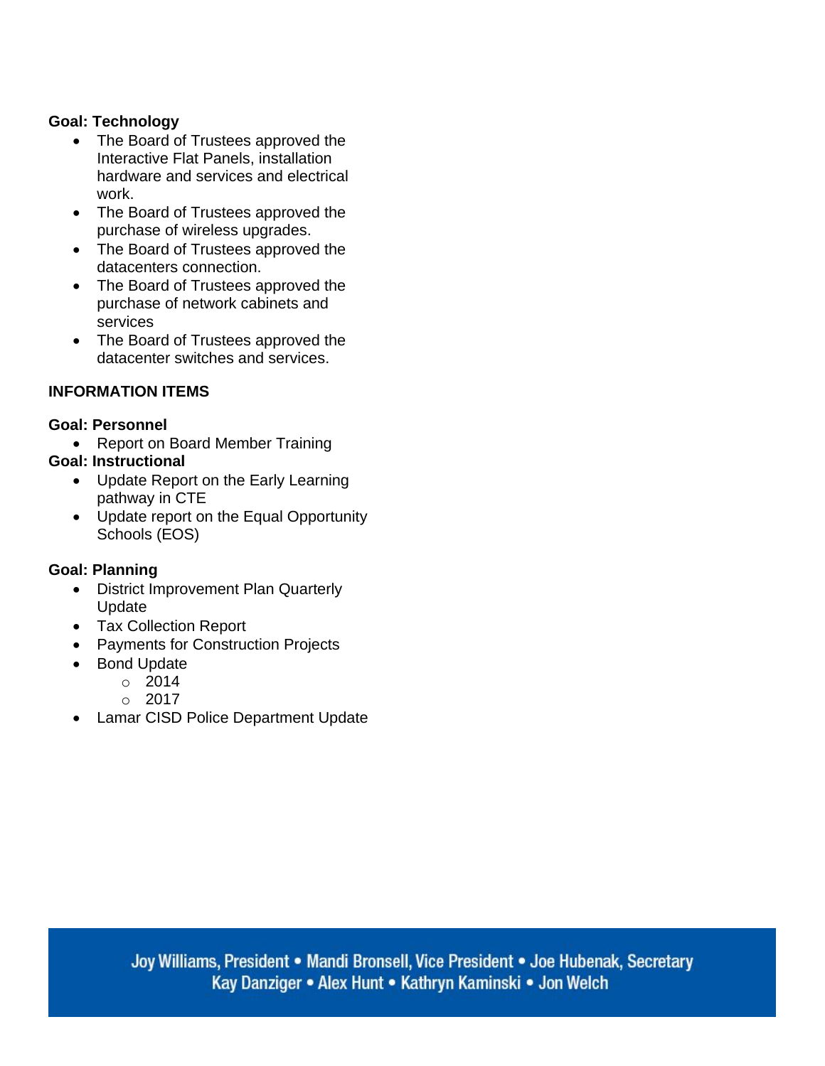**Goal: Technology**

- The Board of Trustees approved the Interactive Flat Panels, installation hardware and services and electrical work.
- The Board of Trustees approved the purchase of wireless upgrades.
- The Board of Trustees approved the datacenters connection.
- The Board of Trustees approved the purchase of network cabinets and services
- The Board of Trustees approved the datacenter switches and services.

## INFORMATION ITEMS

**Goal: Personnel**

- Report on Board Member Training

**Goal: Instructional**

- Update Report on the Early Learning pathway in CTE
- Update report on the Equal Opportunity Schools (EOS)

**Goal: Planning**

- District Improvement Plan Quarterly Update
- Tax Collection Report
- Payments for Construction Projects
- Bond Update
  - 2014
  - 2017
- Lamar CISD Police Department Update

Joy Williams, President • Mandi Bronsell, Vice President • Joe Hubenak, Secretary
Kay Danziger • Alex Hunt • Kathryn Kaminski • Jon Welch